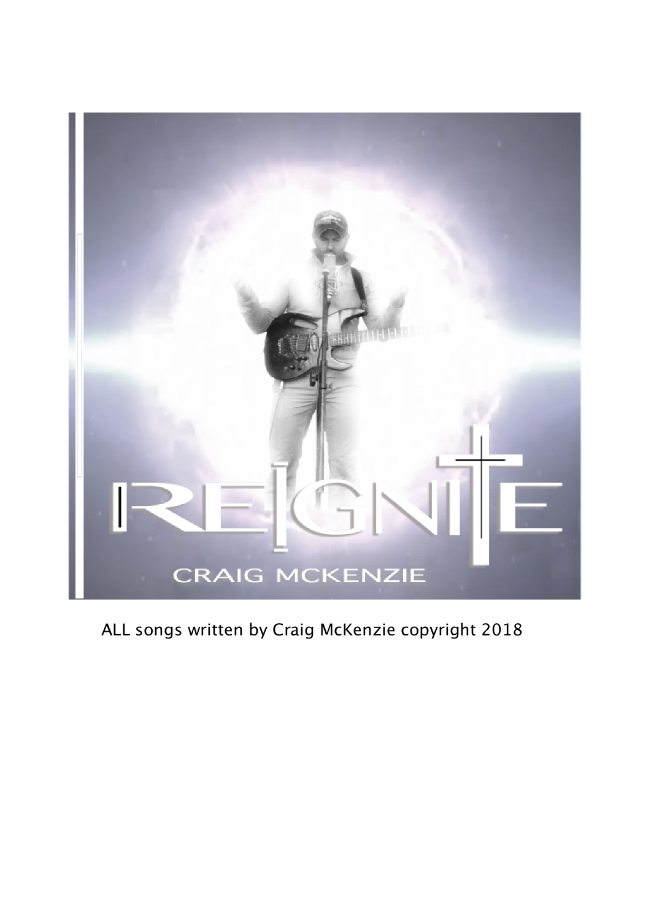# REIGNITE

CRAIG MCKENZIE

ALL songs written by Craig McKenzie copyright 2018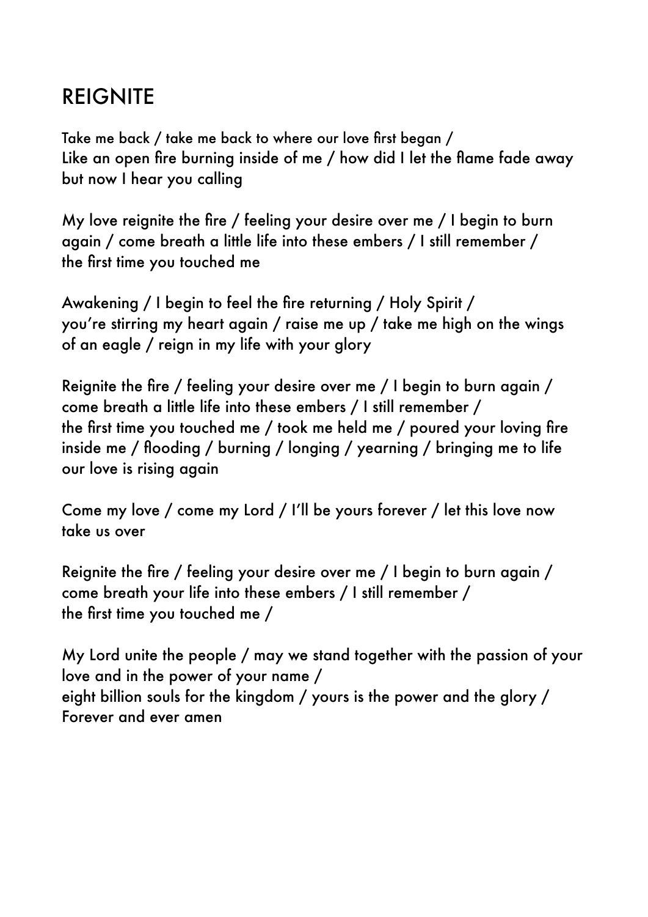# REIGNITE

Take me back / take me back to where our love first began /
Like an open fire burning inside of me / how did I let the flame fade away but now I hear you calling

My love reignite the fire / feeling your desire over me / I begin to burn again / come breath a little life into these embers / I still remember /
the first time you touched me

Awakening / I begin to feel the fire returning / Holy Spirit /
you're stirring my heart again / raise me up / take me high on the wings of an eagle / reign in my life with your glory

Reignite the fire / feeling your desire over me / I begin to burn again /
come breath a little life into these embers / I still remember /
the first time you touched me / took me held me / poured your loving fire inside me / flooding / burning / longing / yearning / bringing me to life our love is rising again

Come my love / come my Lord / I'll be yours forever / let this love now take us over

Reignite the fire / feeling your desire over me / I begin to burn again /
come breath your life into these embers / I still remember /
the first time you touched me /

My Lord unite the people / may we stand together with the passion of your love and in the power of your name /
eight billion souls for the kingdom / yours is the power and the glory /
Forever and ever amen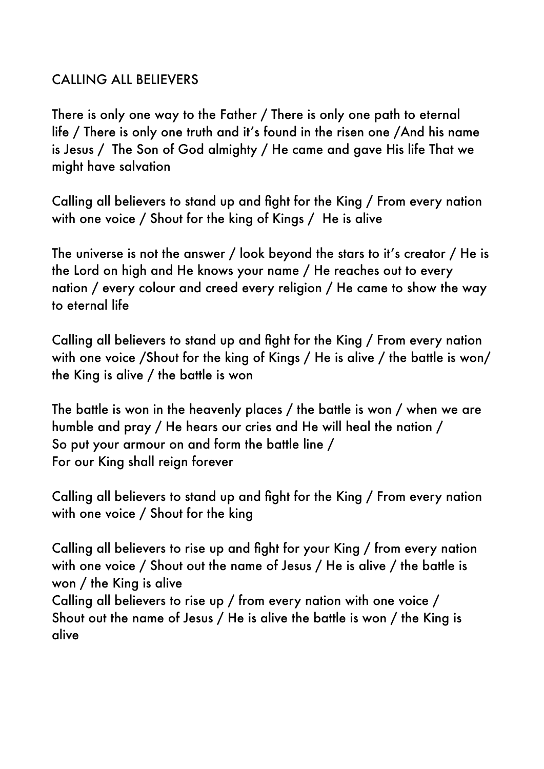# CALLING ALL BELIEVERS

There is only one way to the Father / There is only one path to eternal life / There is only one truth and it's found in the risen one /And his name is Jesus / The Son of God almighty / He came and gave His life That we might have salvation

Calling all believers to stand up and fight for the King / From every nation with one voice / Shout for the king of Kings / He is alive

The universe is not the answer / look beyond the stars to it's creator / He is the Lord on high and He knows your name / He reaches out to every nation / every colour and creed every religion / He came to show the way to eternal life

Calling all believers to stand up and fight for the King / From every nation with one voice /Shout for the king of Kings / He is alive / the battle is won/ the King is alive / the battle is won

The battle is won in the heavenly places / the battle is won / when we are humble and pray / He hears our cries and He will heal the nation /
So put your armour on and form the battle line /
For our King shall reign forever

Calling all believers to stand up and fight for the King / From every nation with one voice / Shout for the king

Calling all believers to rise up and fight for your King / from every nation with one voice / Shout out the name of Jesus / He is alive / the battle is won / the King is alive
Calling all believers to rise up / from every nation with one voice /
Shout out the name of Jesus / He is alive the battle is won / the King is alive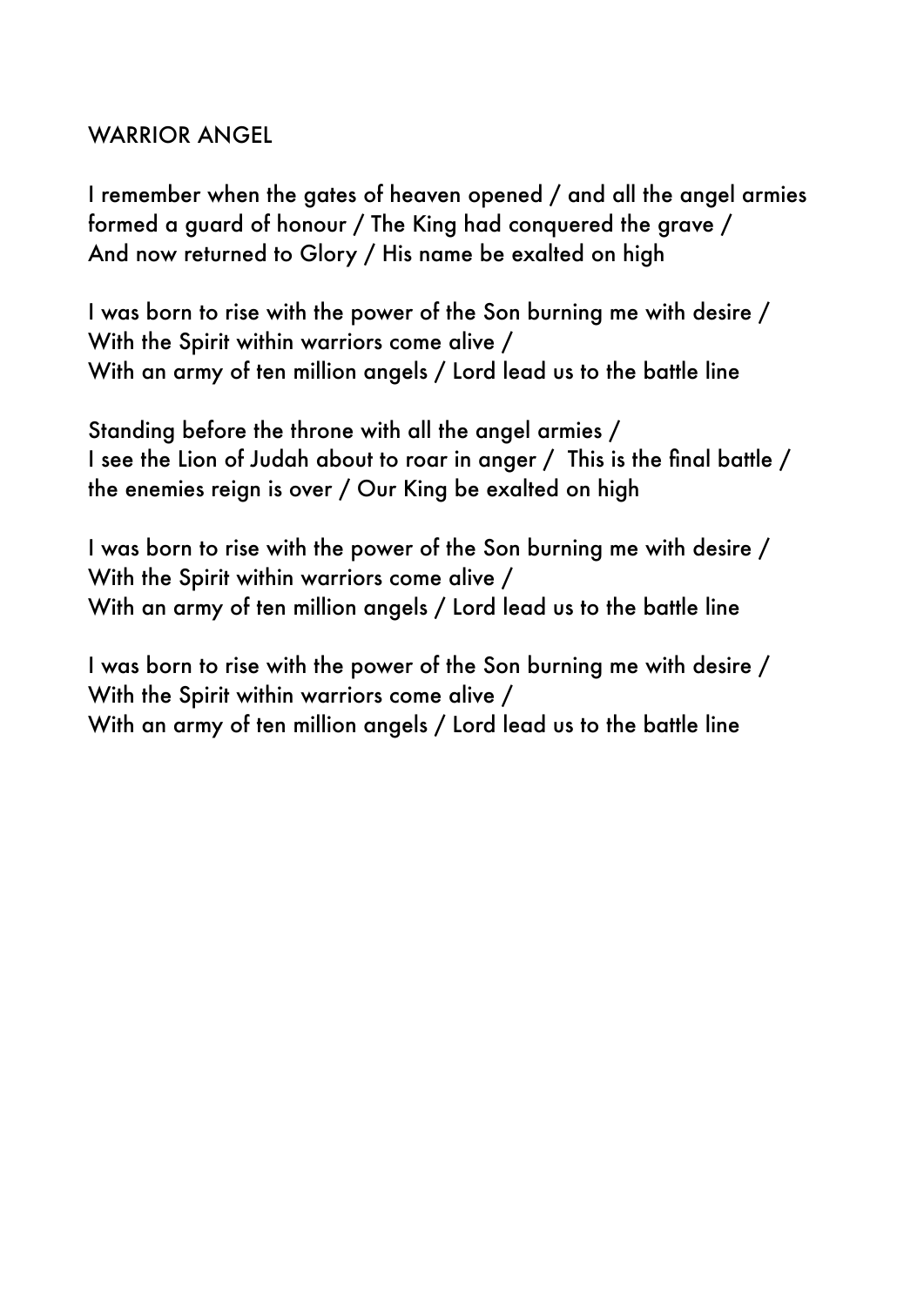WARRIOR ANGEL

I remember when the gates of heaven opened / and all the angel armies formed a guard of honour / The King had conquered the grave / And now returned to Glory / His name be exalted on high

I was born to rise with the power of the Son burning me with desire /
With the Spirit within warriors come alive /
With an army of ten million angels / Lord lead us to the battle line

Standing before the throne with all the angel armies /
I see the Lion of Judah about to roar in anger / This is the final battle / the enemies reign is over / Our King be exalted on high

I was born to rise with the power of the Son burning me with desire /
With the Spirit within warriors come alive /
With an army of ten million angels / Lord lead us to the battle line

I was born to rise with the power of the Son burning me with desire /
With the Spirit within warriors come alive /
With an army of ten million angels / Lord lead us to the battle line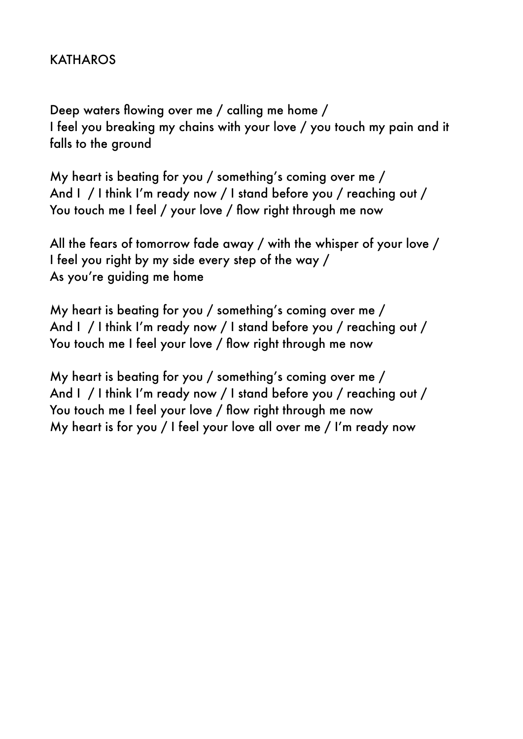KATHAROS

Deep waters flowing over me / calling me home /
I feel you breaking my chains with your love / you touch my pain and it falls to the ground

My heart is beating for you / something's coming over me /
And I / I think I'm ready now / I stand before you / reaching out /
You touch me I feel / your love / flow right through me now

All the fears of tomorrow fade away / with the whisper of your love /
I feel you right by my side every step of the way /
As you're guiding me home

My heart is beating for you / something's coming over me /
And I / I think I'm ready now / I stand before you / reaching out /
You touch me I feel your love / flow right through me now

My heart is beating for you / something's coming over me /
And I / I think I'm ready now / I stand before you / reaching out /
You touch me I feel your love / flow right through me now
My heart is for you / I feel your love all over me / I'm ready now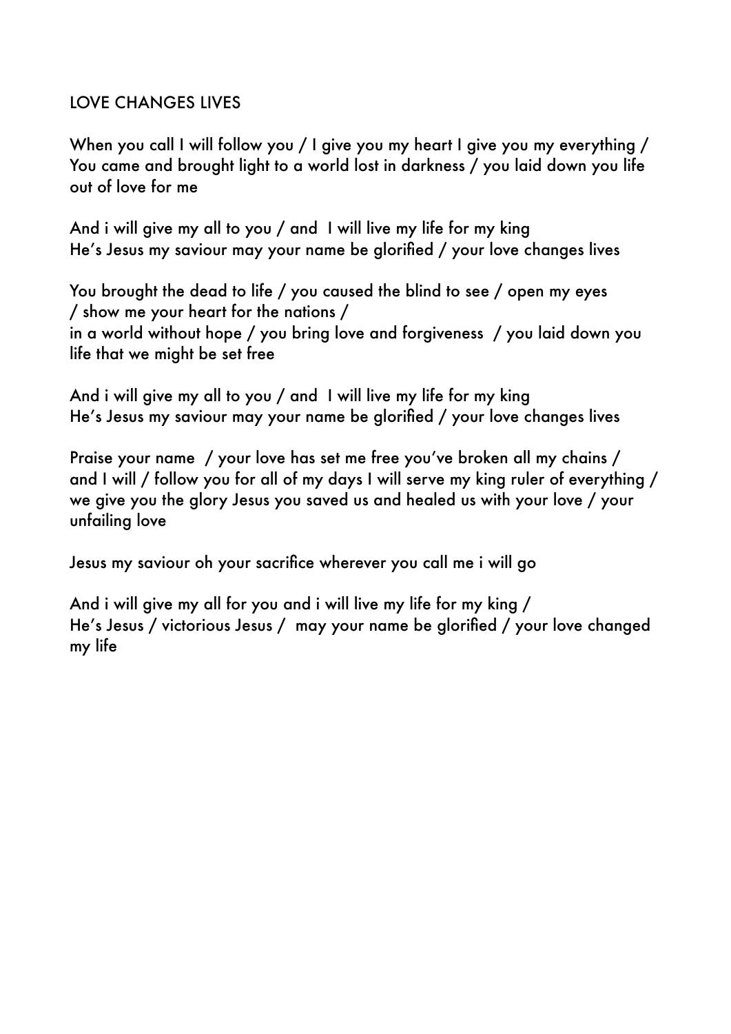LOVE CHANGES LIVES

When you call I will follow you / I give you my heart I give you my everything / You came and brought light to a world lost in darkness / you laid down you life out of love for me

And i will give my all to you / and  I will live my life for my king
He's Jesus my saviour may your name be glorified / your love changes lives

You brought the dead to life / you caused the blind to see / open my eyes / show me your heart for the nations /
in a world without hope / you bring love and forgiveness  / you laid down you life that we might be set free

And i will give my all to you / and  I will live my life for my king
He's Jesus my saviour may your name be glorified / your love changes lives

Praise your name  / your love has set me free you've broken all my chains / and I will / follow you for all of my days I will serve my king ruler of everything / we give you the glory Jesus you saved us and healed us with your love / your unfailing love

Jesus my saviour oh your sacrifice wherever you call me i will go

And i will give my all for you and i will live my life for my king /
He's Jesus / victorious Jesus /  may your name be glorified / your love changed my life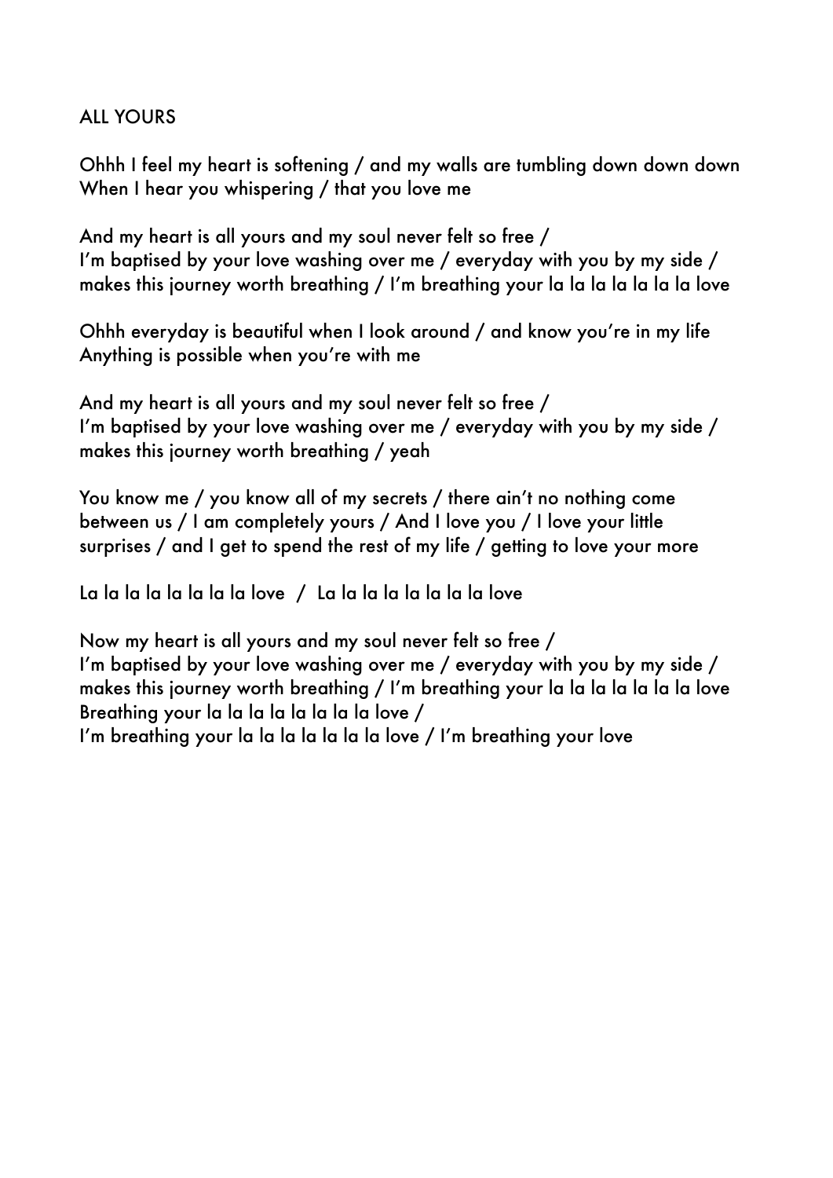# ALL YOURS

Ohhh I feel my heart is softening / and my walls are tumbling down down down
When I hear you whispering / that you love me

And my heart is all yours and my soul never felt so free /
I'm baptised by your love washing over me / everyday with you by my side /
makes this journey worth breathing / I'm breathing your la la la la la la la love

Ohhh everyday is beautiful when I look around / and know you're in my life
Anything is possible when you're with me

And my heart is all yours and my soul never felt so free /
I'm baptised by your love washing over me / everyday with you by my side /
makes this journey worth breathing / yeah

You know me / you know all of my secrets / there ain't no nothing come between us / I am completely yours / And I love you / I love your little surprises / and I get to spend the rest of my life / getting to love your more

La la la la la la la la love / La la la la la la la la love

Now my heart is all yours and my soul never felt so free /
I'm baptised by your love washing over me / everyday with you by my side /
makes this journey worth breathing / I'm breathing your la la la la la la la love
Breathing your la la la la la la la la love /
I'm breathing your la la la la la la la love / I'm breathing your love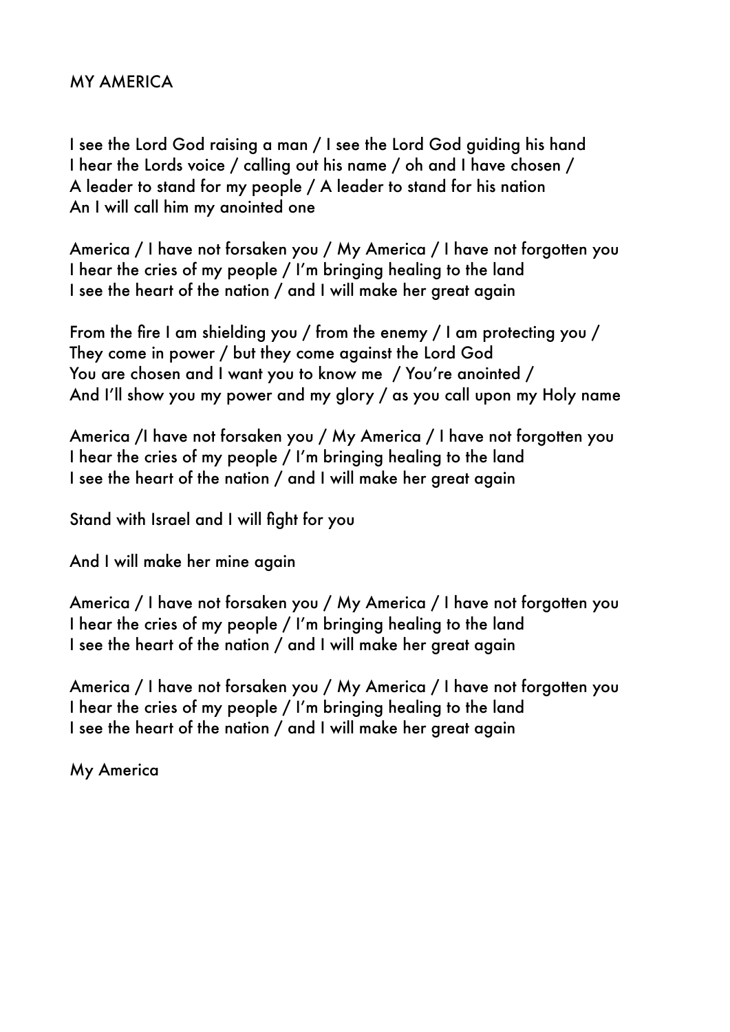# MY AMERICA

I see the Lord God raising a man / I see the Lord God guiding his hand
I hear the Lords voice / calling out his name / oh and I have chosen /
A leader to stand for my people / A leader to stand for his nation
An I will call him my anointed one

America / I have not forsaken you / My America / I have not forgotten you
I hear the cries of my people / I'm bringing healing to the land
I see the heart of the nation / and I will make her great again

From the fire I am shielding you / from the enemy / I am protecting you /
They come in power / but they come against the Lord God
You are chosen and I want you to know me / You're anointed /
And I'll show you my power and my glory / as you call upon my Holy name

America /I have not forsaken you / My America / I have not forgotten you
I hear the cries of my people / I'm bringing healing to the land
I see the heart of the nation / and I will make her great again

Stand with Israel and I will fight for you

And I will make her mine again

America / I have not forsaken you / My America / I have not forgotten you
I hear the cries of my people / I'm bringing healing to the land
I see the heart of the nation / and I will make her great again

America / I have not forsaken you / My America / I have not forgotten you
I hear the cries of my people / I'm bringing healing to the land
I see the heart of the nation / and I will make her great again

My America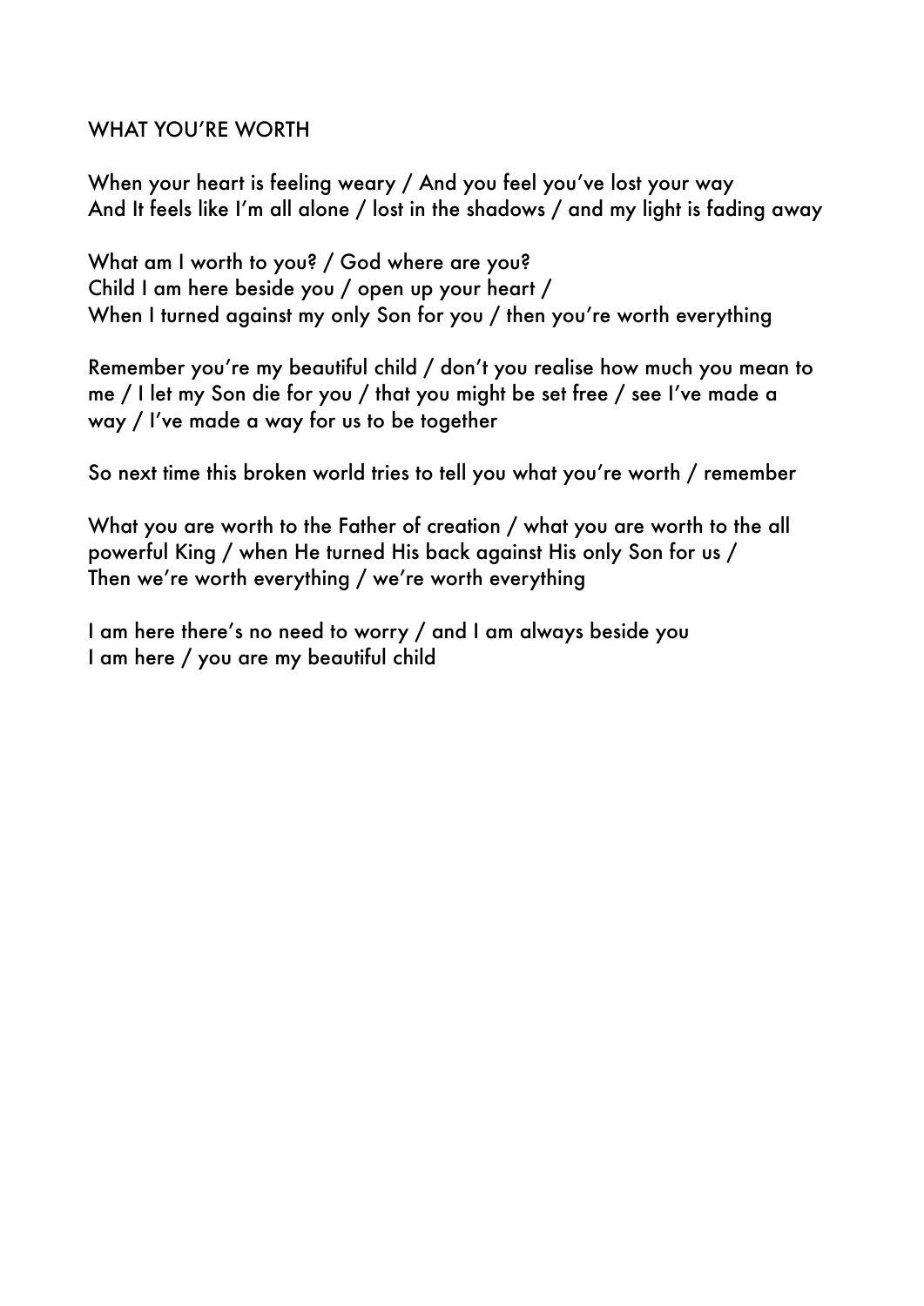# WHAT YOU'RE WORTH

When your heart is feeling weary / And you feel you've lost your way
And It feels like I'm all alone / lost in the shadows / and my light is fading away

What am I worth to you? / God where are you?
Child I am here beside you / open up your heart /
When I turned against my only Son for you / then you're worth everything

Remember you're my beautiful child / don't you realise how much you mean to me / I let my Son die for you / that you might be set free / see I've made a way / I've made a way for us to be together

So next time this broken world tries to tell you what you're worth / remember

What you are worth to the Father of creation / what you are worth to the all powerful King / when He turned His back against His only Son for us /
Then we're worth everything / we're worth everything

I am here there's no need to worry / and I am always beside you
I am here / you are my beautiful child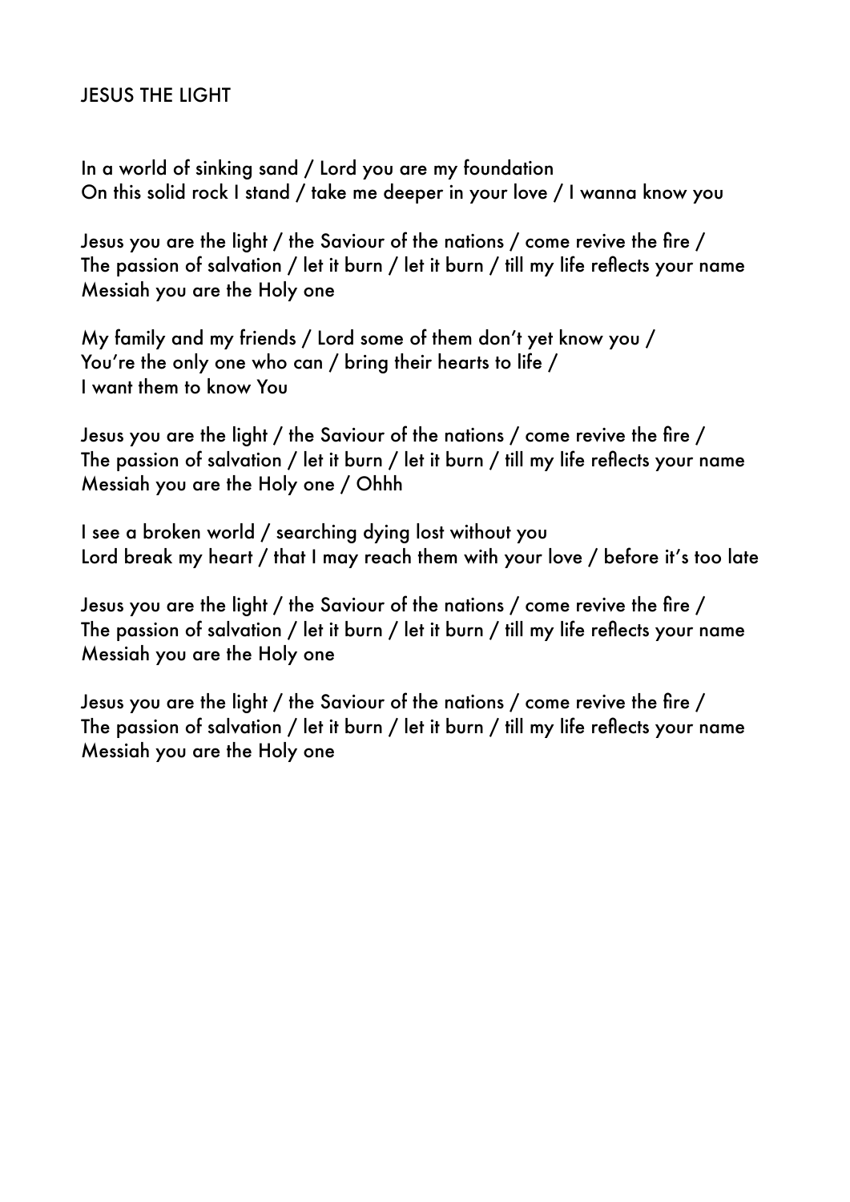# JESUS THE LIGHT

In a world of sinking sand / Lord you are my foundation
On this solid rock I stand / take me deeper in your love / I wanna know you

Jesus you are the light / the Saviour of the nations / come revive the fire /
The passion of salvation / let it burn / let it burn / till my life reflects your name
Messiah you are the Holy one

My family and my friends / Lord some of them don't yet know you /
You're the only one who can / bring their hearts to life /
I want them to know You

Jesus you are the light / the Saviour of the nations / come revive the fire /
The passion of salvation / let it burn / let it burn / till my life reflects your name
Messiah you are the Holy one / Ohhh

I see a broken world / searching dying lost without you
Lord break my heart / that I may reach them with your love / before it's too late

Jesus you are the light / the Saviour of the nations / come revive the fire /
The passion of salvation / let it burn / let it burn / till my life reflects your name
Messiah you are the Holy one

Jesus you are the light / the Saviour of the nations / come revive the fire /
The passion of salvation / let it burn / let it burn / till my life reflects your name
Messiah you are the Holy one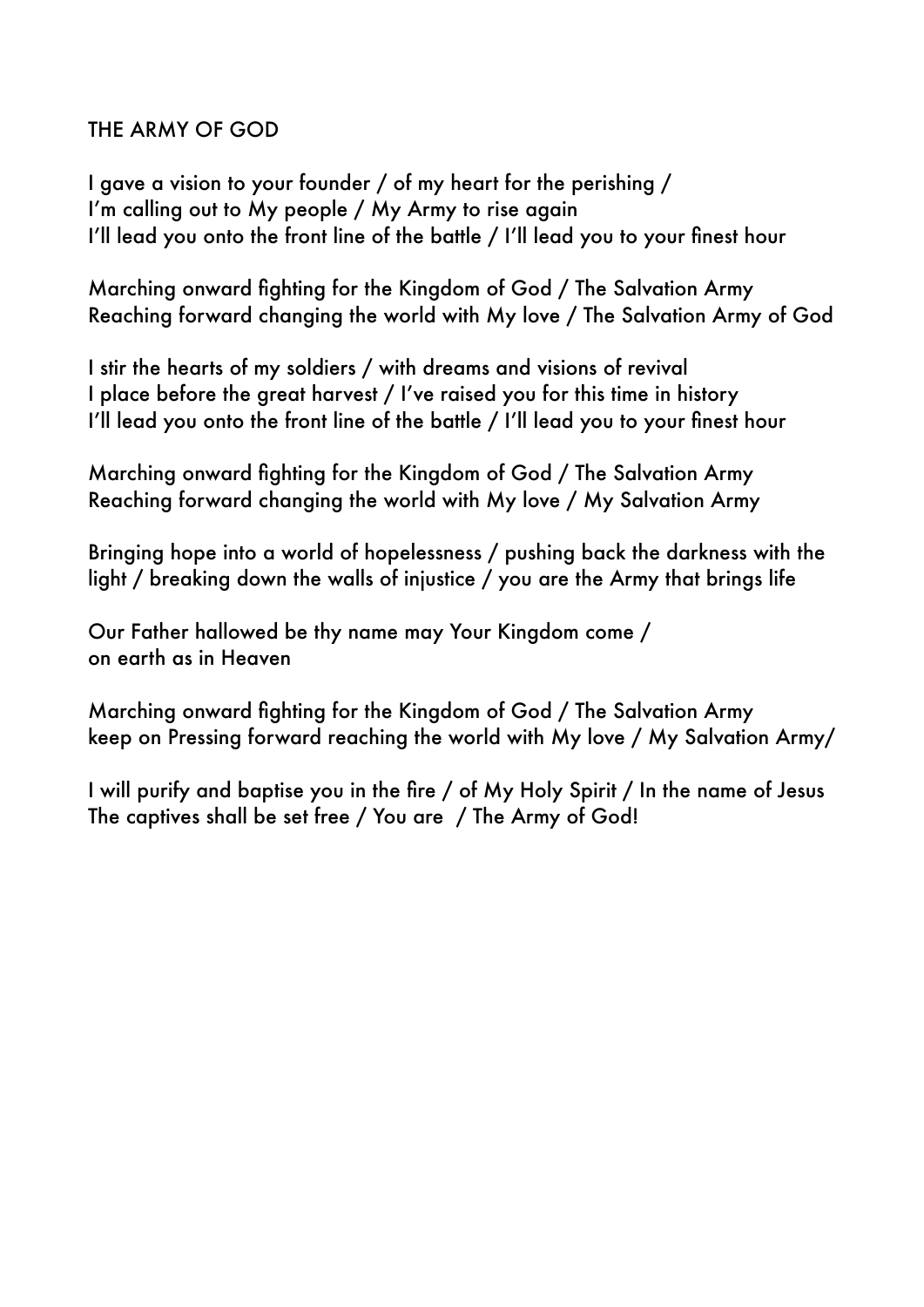# THE ARMY OF GOD

I gave a vision to your founder / of my heart for the perishing /
I'm calling out to My people / My Army to rise again
I'll lead you onto the front line of the battle / I'll lead you to your finest hour

Marching onward fighting for the Kingdom of God / The Salvation Army
Reaching forward changing the world with My love / The Salvation Army of God

I stir the hearts of my soldiers / with dreams and visions of revival
I place before the great harvest / I've raised you for this time in history
I'll lead you onto the front line of the battle / I'll lead you to your finest hour

Marching onward fighting for the Kingdom of God / The Salvation Army
Reaching forward changing the world with My love / My Salvation Army

Bringing hope into a world of hopelessness / pushing back the darkness with the light / breaking down the walls of injustice / you are the Army that brings life

Our Father hallowed be thy name may Your Kingdom come /
on earth as in Heaven

Marching onward fighting for the Kingdom of God / The Salvation Army
keep on Pressing forward reaching the world with My love / My Salvation Army/

I will purify and baptise you in the fire / of My Holy Spirit / In the name of Jesus
The captives shall be set free / You are / The Army of God!